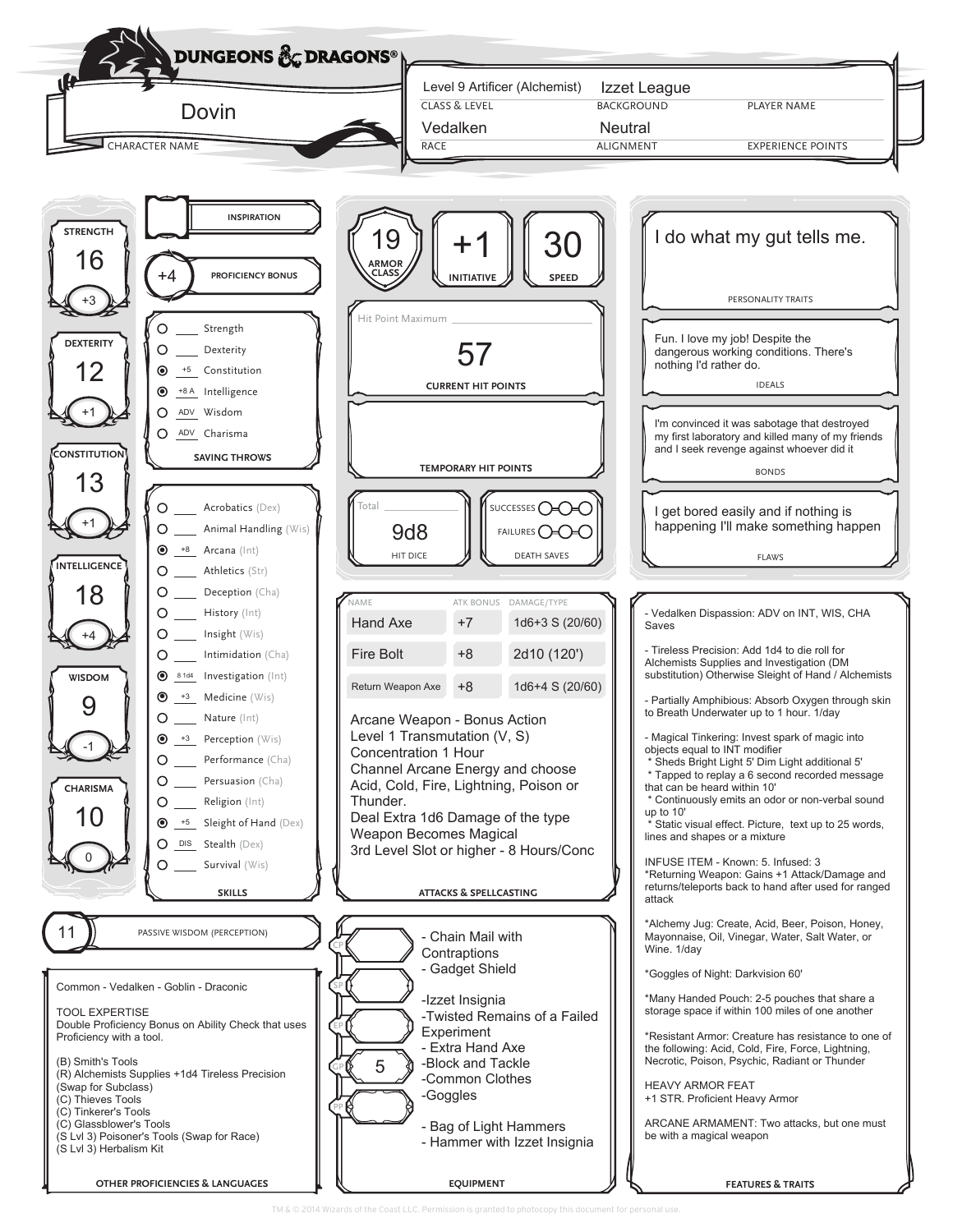# DUNGEONS & DRAGONS

**Character Name:** Dovin

| Class & Level | Background | Player Name |
|---|---|---|
| Level 9 Artificer (Alchemist) | Izzet League | |

| Race | Alignment | Experience Points |
|---|---|---|
| Vedalken | Neutral | |

## Ability Scores

| Ability | Score | Modifier |
|---|---|---|
| Strength | 16 | +3 |
| Dexterity | 12 | +1 |
| Constitution | 13 | +1 |
| Intelligence | 18 | +4 |
| Wisdom | 9 | -1 |
| Charisma | 10 | 0 |

**Inspiration:**

**Proficiency Bonus:** +4

## Saving Throws

- ○ Strength
- ○ Dexterity
- ● +5 Constitution
- ● +8 A Intelligence
- ○ ADV Wisdom
- ○ ADV Charisma

## Skills

- ○ Acrobatics (Dex)
- ○ Animal Handling (Wis)
- ● +8 Arcana (Int)
- ○ Athletics (Str)
- ○ Deception (Cha)
- ○ History (Int)
- ○ Insight (Wis)
- ○ Intimidation (Cha)
- ● 8 1d4 Investigation (Int)
- ● +3 Medicine (Wis)
- ○ Nature (Int)
- ● +3 Perception (Wis)
- ○ Performance (Cha)
- ○ Persuasion (Cha)
- ○ Religion (Int)
- ● +5 Sleight of Hand (Dex)
- ○ DIS Stealth (Dex)
- ○ Survival (Wis)

**Passive Wisdom (Perception):** 11

## Combat

| Armor Class | Initiative | Speed |
|---|---|---|
| 19 | +1 | 30 |

**Hit Point Maximum:**

**Current Hit Points:** 57

**Temporary Hit Points:**

**Hit Dice:** 9d8

**Death Saves:** Successes ○○○ Failures ○○○

## Personality Traits

I do what my gut tells me.

## Ideals

Fun. I love my job! Despite the dangerous working conditions. There's nothing I'd rather do.

## Bonds

I'm convinced it was sabotage that destroyed my first laboratory and killed many of my friends and I seek revenge against whoever did it

## Flaws

I get bored easily and if nothing is happening I'll make something happen

## Attacks & Spellcasting

| Name | Atk Bonus | Damage/Type |
|---|---|---|
| Hand Axe | +7 | 1d6+3 S (20/60) |
| Fire Bolt | +8 | 2d10 (120') |
| Return Weapon Axe | +8 | 1d6+4 S (20/60) |

Arcane Weapon - Bonus Action
Level 1 Transmutation (V, S)
Concentration 1 Hour
Channel Arcane Energy and choose Acid, Cold, Fire, Lightning, Poison or Thunder.
Deal Extra 1d6 Damage of the type
Weapon Becomes Magical
3rd Level Slot or higher - 8 Hours/Conc

## Other Proficiencies & Languages

Common - Vedalken - Goblin - Draconic

TOOL EXPERTISE
Double Proficiency Bonus on Ability Check that uses Proficiency with a tool.

(B) Smith's Tools
(R) Alchemists Supplies +1d4 Tireless Precision (Swap for Subclass)
(C) Thieves Tools
(C) Tinkerer's Tools
(C) Glassblower's Tools
(S Lvl 3) Poisoner's Tools (Swap for Race)
(S Lvl 3) Herbalism Kit

## Equipment

CP:
SP:
EP:
GP: 5
PP:

- Chain Mail with Contraptions
- Gadget Shield
- Izzet Insignia
- Twisted Remains of a Failed Experiment
- Extra Hand Axe
- Block and Tackle
- Common Clothes
- Goggles
- Bag of Light Hammers
- Hammer with Izzet Insignia

## Features & Traits

- Vedalken Dispassion: ADV on INT, WIS, CHA Saves

- Tireless Precision: Add 1d4 to die roll for Alchemists Supplies and Investigation (DM substitution) Otherwise Sleight of Hand / Alchemists

- Partially Amphibious: Absorb Oxygen through skin to Breath Underwater up to 1 hour. 1/day

- Magical Tinkering: Invest spark of magic into objects equal to INT modifier
 * Sheds Bright Light 5' Dim Light additional 5'
 * Tapped to replay a 6 second recorded message that can be heard within 10'
 * Continuously emits an odor or non-verbal sound up to 10'
 * Static visual effect. Picture, text up to 25 words, lines and shapes or a mixture

INFUSE ITEM - Known: 5. Infused: 3
*Returning Weapon: Gains +1 Attack/Damage and returns/teleports back to hand after used for ranged attack

*Alchemy Jug: Create, Acid, Beer, Poison, Honey, Mayonnaise, Oil, Vinegar, Water, Salt Water, or Wine. 1/day

*Goggles of Night: Darkvision 60'

*Many Handed Pouch: 2-5 pouches that share a storage space if within 100 miles of one another

*Resistant Armor: Creature has resistance to one of the following: Acid, Cold, Fire, Force, Lightning, Necrotic, Poison, Psychic, Radiant or Thunder

HEAVY ARMOR FEAT
+1 STR. Proficient Heavy Armor

ARCANE ARMAMENT: Two attacks, but one must be with a magical weapon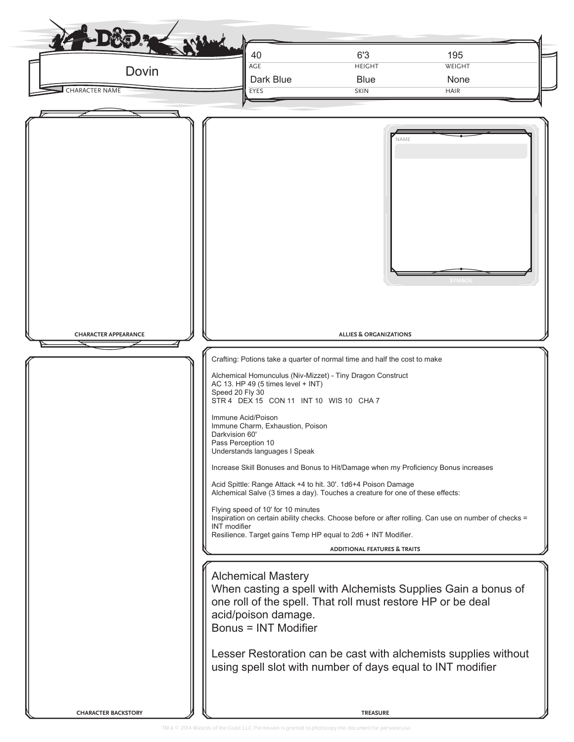| Character Name | Age | Height | Weight | Eyes | Skin | Hair |
|---|---|---|---|---|---|---|
| Dovin | 40 | 6'3 | 195 | Dark Blue | Blue | None |

## Character Appearance

## Allies & Organizations

NAME

SYMBOL

## Character Backstory

## Additional Features & Traits

Crafting: Potions take a quarter of normal time and half the cost to make

Alchemical Homunculus (Niv-Mizzet) - Tiny Dragon Construct
AC 13. HP 49 (5 times level + INT)
Speed 20 Fly 30
STR 4 DEX 15 CON 11 INT 10 WIS 10 CHA 7

Immune Acid/Poison
Immune Charm, Exhaustion, Poison
Darkvision 60'
Pass Perception 10
Understands languages I Speak

Increase Skill Bonuses and Bonus to Hit/Damage when my Proficiency Bonus increases

Acid Spittle: Range Attack +4 to hit. 30'. 1d6+4 Poison Damage
Alchemical Salve (3 times a day). Touches a creature for one of these effects:

Flying speed of 10' for 10 minutes
Inspiration on certain ability checks. Choose before or after rolling. Can use on number of checks = INT modifier
Resilience. Target gains Temp HP equal to 2d6 + INT Modifier.

## Treasure

Alchemical Mastery
When casting a spell with Alchemists Supplies Gain a bonus of one roll of the spell. That roll must restore HP or be deal acid/poison damage.
Bonus = INT Modifier

Lesser Restoration can be cast with alchemists supplies without using spell slot with number of days equal to INT modifier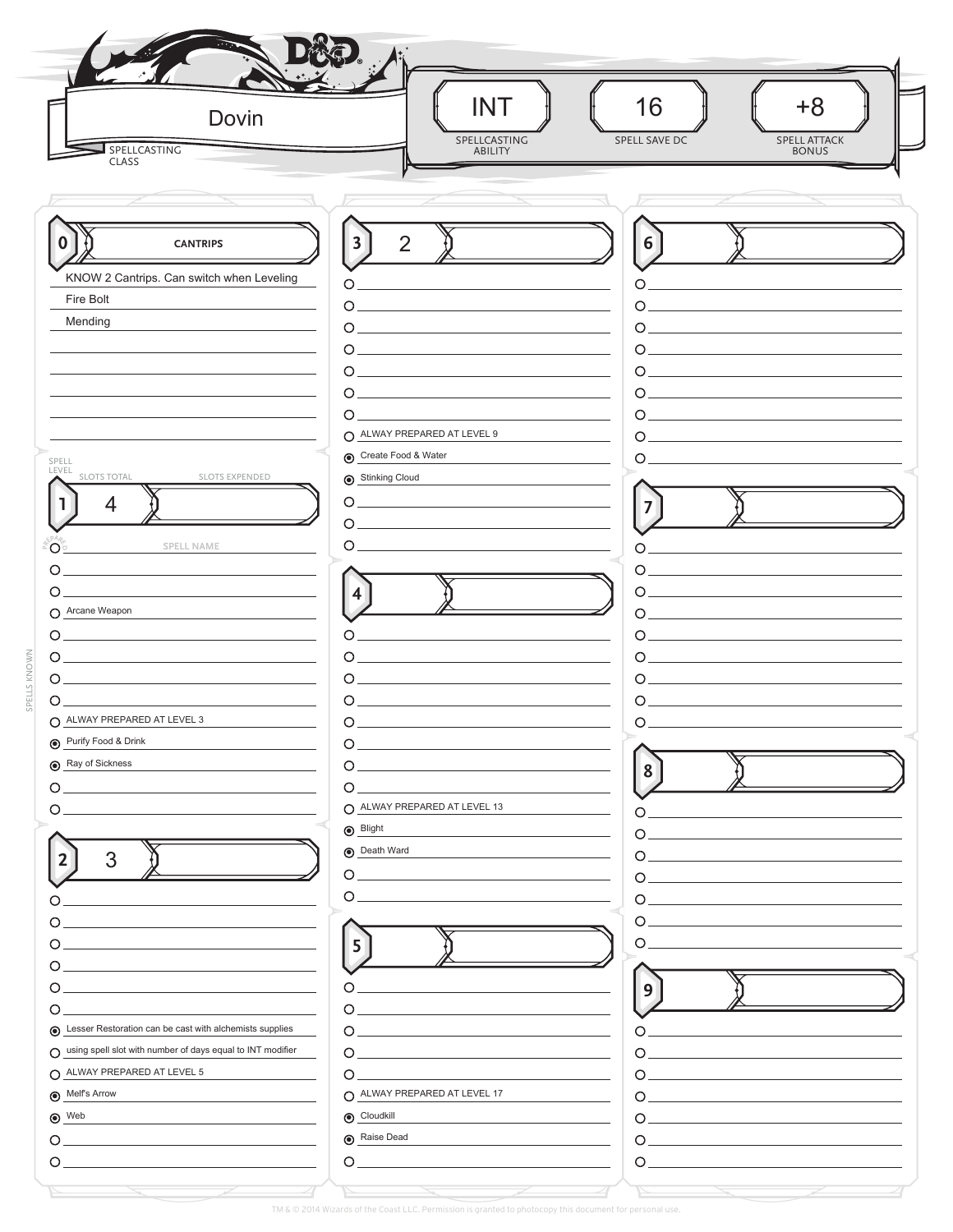Dovin

SPELLCASTING CLASS

| SPELLCASTING ABILITY | SPELL SAVE DC | SPELL ATTACK BONUS |
| --- | --- | --- |
| INT | 16 | +8 |

## 0 CANTRIPS

KNOW 2 Cantrips. Can switch when Leveling

- Fire Bolt
- Mending

## 1 — Slots Total: 4

- Arcane Weapon
- ALWAY PREPARED AT LEVEL 3
- (prepared) Purify Food & Drink
- (prepared) Ray of Sickness

## 2 — Slots Total: 3

- (prepared) Lesser Restoration can be cast with alchemists supplies
- using spell slot with number of days equal to INT modifier
- ALWAY PREPARED AT LEVEL 5
- (prepared) Melf's Arrow
- (prepared) Web

## 3 — Slots Total: 2

- ALWAY PREPARED AT LEVEL 9
- (prepared) Create Food & Water
- (prepared) Stinking Cloud

## 4

- ALWAY PREPARED AT LEVEL 13
- (prepared) Blight
- (prepared) Death Ward

## 5

- ALWAY PREPARED AT LEVEL 17
- (prepared) Cloudkill
- (prepared) Raise Dead

## 6

## 7

## 8

## 9